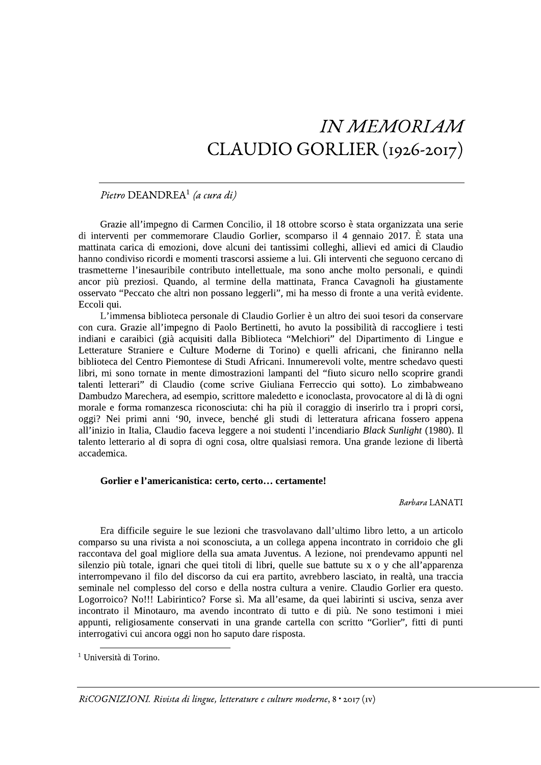# *IN MEMORIAM*
# CLAUDIO GORLIER (1926-2017)

*Pietro* DEANDREA[1] *(a cura di)*

Grazie all'impegno di Carmen Concilio, il 18 ottobre scorso è stata organizzata una serie di interventi per commemorare Claudio Gorlier, scomparso il 4 gennaio 2017. È stata una mattinata carica di emozioni, dove alcuni dei tantissimi colleghi, allievi ed amici di Claudio hanno condiviso ricordi e momenti trascorsi assieme a lui. Gli interventi che seguono cercano di trasmetterne l'inesauribile contributo intellettuale, ma sono anche molto personali, e quindi ancor più preziosi. Quando, al termine della mattinata, Franca Cavagnoli ha giustamente osservato "Peccato che altri non possano leggerli", mi ha messo di fronte a una verità evidente. Eccoli qui.

L'immensa biblioteca personale di Claudio Gorlier è un altro dei suoi tesori da conservare con cura. Grazie all'impegno di Paolo Bertinetti, ho avuto la possibilità di raccogliere i testi indiani e caraibici (già acquisiti dalla Biblioteca "Melchiori" del Dipartimento di Lingue e Letterature Straniere e Culture Moderne di Torino) e quelli africani, che finiranno nella biblioteca del Centro Piemontese di Studi Africani. Innumerevoli volte, mentre schedavo questi libri, mi sono tornate in mente dimostrazioni lampanti del "fiuto sicuro nello scoprire grandi talenti letterari" di Claudio (come scrive Giuliana Ferreccio qui sotto). Lo zimbabweano Dambudzo Marechera, ad esempio, scrittore maledetto e iconoclasta, provocatore al di là di ogni morale e forma romanzesca riconosciuta: chi ha più il coraggio di inserirlo tra i propri corsi, oggi? Nei primi anni '90, invece, benché gli studi di letteratura africana fossero appena all'inizio in Italia, Claudio faceva leggere a noi studenti l'incendiario *Black Sunlight* (1980). Il talento letterario al di sopra di ogni cosa, oltre qualsiasi remora. Una grande lezione di libertà accademica.

### Gorlier e l'americanistica: certo, certo… certamente!

*Barbara* LANATI

Era difficile seguire le sue lezioni che trasvolavano dall'ultimo libro letto, a un articolo comparso su una rivista a noi sconosciuta, a un collega appena incontrato in corridoio che gli raccontava del goal migliore della sua amata Juventus. A lezione, noi prendevamo appunti nel silenzio più totale, ignari che quei titoli di libri, quelle sue battute su x o y che all'apparenza interrompevano il filo del discorso da cui era partito, avrebbero lasciato, in realtà, una traccia seminale nel complesso del corso e della nostra cultura a venire. Claudio Gorlier era questo. Logorroico? No!!! Labirintico? Forse sì. Ma all'esame, da quei labirinti si usciva, senza aver incontrato il Minotauro, ma avendo incontrato di tutto e di più. Ne sono testimoni i miei appunti, religiosamente conservati in una grande cartella con scritto "Gorlier", fitti di punti interrogativi cui ancora oggi non ho saputo dare risposta.

[1] Università di Torino.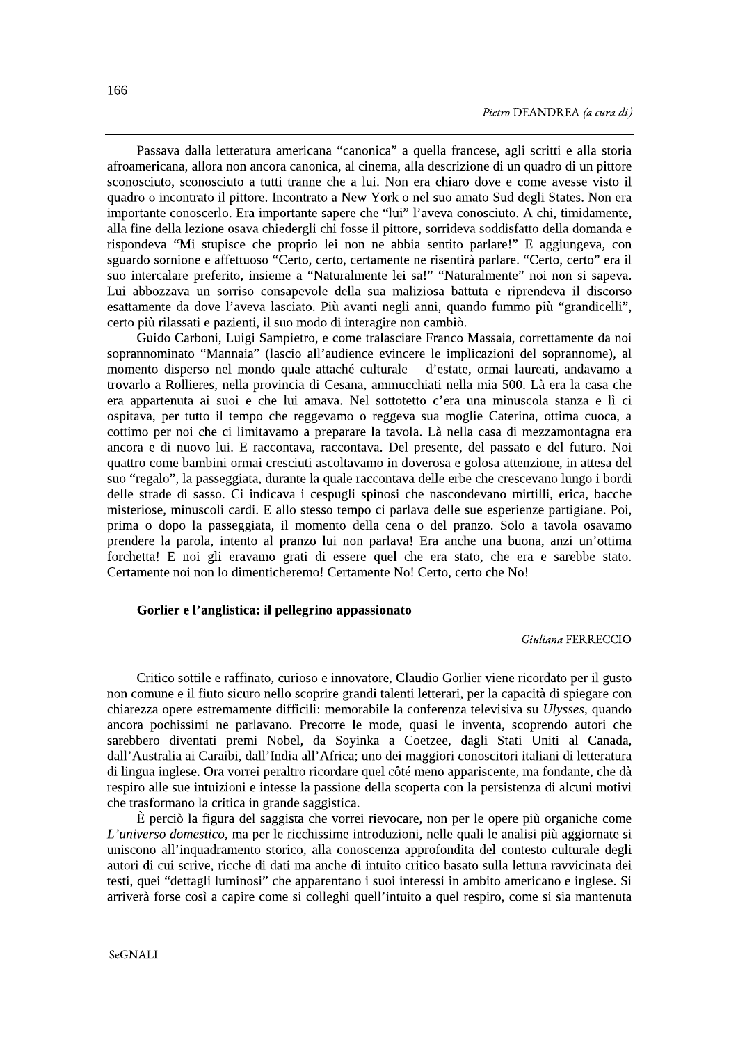Passava dalla letteratura americana "canonica" a quella francese, agli scritti e alla storia afroamericana, allora non ancora canonica, al cinema, alla descrizione di un quadro di un pittore sconosciuto, sconosciuto a tutti tranne che a lui. Non era chiaro dove e come avesse visto il quadro o incontrato il pittore. Incontrato a New York o nel suo amato Sud degli States. Non era importante conoscerlo. Era importante sapere che "lui" l'aveva conosciuto. A chi, timidamente, alla fine della lezione osava chiedergli chi fosse il pittore, sorrideva soddisfatto della domanda e rispondeva "Mi stupisce che proprio lei non ne abbia sentito parlare!" E aggiungeva, con sguardo sornione e affettuoso "Certo, certo, certamente ne risentirà parlare. "Certo, certo" era il suo intercalare preferito, insieme a "Naturalmente lei sa!" "Naturalmente" noi non si sapeva. Lui abbozzava un sorriso consapevole della sua maliziosa battuta e riprendeva il discorso esattamente da dove l'aveva lasciato. Più avanti negli anni, quando fummo più "grandicelli", certo più rilassati e pazienti, il suo modo di interagire non cambiò.

Guido Carboni, Luigi Sampietro, e come tralasciare Franco Massaia, correttamente da noi soprannominato "Mannaia" (lascio all'audience evincere le implicazioni del soprannome), al momento disperso nel mondo quale attaché culturale – d'estate, ormai laureati, andavamo a trovarlo a Rollieres, nella provincia di Cesana, ammucchiati nella mia 500. Là era la casa che era appartenuta ai suoi e che lui amava. Nel sottotetto c'era una minuscola stanza e lì ci ospitava, per tutto il tempo che reggevamo o reggeva sua moglie Caterina, ottima cuoca, a cottimo per noi che ci limitavamo a preparare la tavola. Là nella casa di mezzamontagna era ancora e di nuovo lui. E raccontava, raccontava. Del presente, del passato e del futuro. Noi quattro come bambini ormai cresciuti ascoltavamo in doverosa e golosa attenzione, in attesa del suo "regalo", la passeggiata, durante la quale raccontava delle erbe che crescevano lungo i bordi delle strade di sasso. Ci indicava i cespugli spinosi che nascondevano mirtilli, erica, bacche misteriose, minuscoli cardi. E allo stesso tempo ci parlava delle sue esperienze partigiane. Poi, prima o dopo la passeggiata, il momento della cena o del pranzo. Solo a tavola osavamo prendere la parola, intento al pranzo lui non parlava! Era anche una buona, anzi un'ottima forchetta! E noi gli eravamo grati di essere quel che era stato, che era e sarebbe stato. Certamente noi non lo dimenticheremo! Certamente No! Certo, certo che No!

### Gorlier e l'anglistica: il pellegrino appassionato

*Giuliana* FERRECCIO

Critico sottile e raffinato, curioso e innovatore, Claudio Gorlier viene ricordato per il gusto non comune e il fiuto sicuro nello scoprire grandi talenti letterari, per la capacità di spiegare con chiarezza opere estremamente difficili: memorabile la conferenza televisiva su *Ulysses*, quando ancora pochissimi ne parlavano. Precorre le mode, quasi le inventa, scoprendo autori che sarebbero diventati premi Nobel, da Soyinka a Coetzee, dagli Stati Uniti al Canada, dall'Australia ai Caraibi, dall'India all'Africa; uno dei maggiori conoscitori italiani di letteratura di lingua inglese. Ora vorrei peraltro ricordare quel côté meno appariscente, ma fondante, che dà respiro alle sue intuizioni e intesse la passione della scoperta con la persistenza di alcuni motivi che trasformano la critica in grande saggistica.

È perciò la figura del saggista che vorrei rievocare, non per le opere più organiche come *L'universo domestico*, ma per le ricchissime introduzioni, nelle quali le analisi più aggiornate si uniscono all'inquadramento storico, alla conoscenza approfondita del contesto culturale degli autori di cui scrive, ricche di dati ma anche di intuito critico basato sulla lettura ravvicinata dei testi, quei "dettagli luminosi" che apparentano i suoi interessi in ambito americano e inglese. Si arriverà forse così a capire come si colleghi quell'intuito a quel respiro, come si sia mantenuta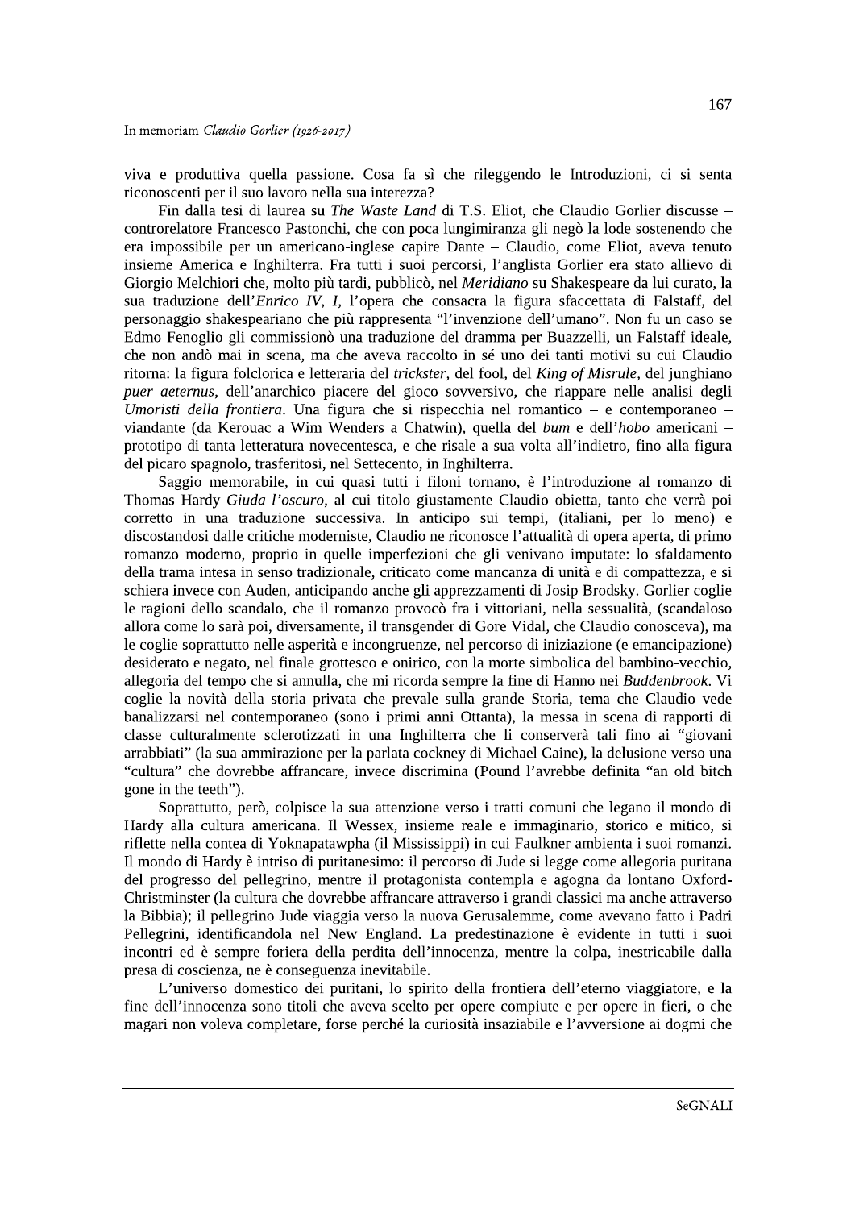viva e produttiva quella passione. Cosa fa sì che rileggendo le Introduzioni, ci si senta riconoscenti per il suo lavoro nella sua interezza?

Fin dalla tesi di laurea su *The Waste Land* di T.S. Eliot, che Claudio Gorlier discusse – controrelatore Francesco Pastonchi, che con poca lungimiranza gli negò la lode sostenendo che era impossibile per un americano-inglese capire Dante – Claudio, come Eliot, aveva tenuto insieme America e Inghilterra. Fra tutti i suoi percorsi, l'anglista Gorlier era stato allievo di Giorgio Melchiori che, molto più tardi, pubblicò, nel *Meridiano* su Shakespeare da lui curato, la sua traduzione dell'*Enrico IV, I,* l'opera che consacra la figura sfaccettata di Falstaff, del personaggio shakespeariano che più rappresenta "l'invenzione dell'umano". Non fu un caso se Edmo Fenoglio gli commissionò una traduzione del dramma per Buazzelli, un Falstaff ideale, che non andò mai in scena, ma che aveva raccolto in sé uno dei tanti motivi su cui Claudio ritorna: la figura folclorica e letteraria del *trickster,* del fool, del *King of Misrule,* del junghiano *puer aeternus*, dell'anarchico piacere del gioco sovversivo, che riappare nelle analisi degli *Umoristi della frontiera*. Una figura che si rispecchia nel romantico – e contemporaneo – viandante (da Kerouac a Wim Wenders a Chatwin), quella del *bum* e dell'*hobo* americani – prototipo di tanta letteratura novecentesca, e che risale a sua volta all'indietro, fino alla figura del picaro spagnolo, trasferitosi, nel Settecento, in Inghilterra.

Saggio memorabile, in cui quasi tutti i filoni tornano, è l'introduzione al romanzo di Thomas Hardy *Giuda l'oscuro,* al cui titolo giustamente Claudio obietta, tanto che verrà poi corretto in una traduzione successiva. In anticipo sui tempi, (italiani, per lo meno) e discostandosi dalle critiche moderniste, Claudio ne riconosce l'attualità di opera aperta, di primo romanzo moderno, proprio in quelle imperfezioni che gli venivano imputate: lo sfaldamento della trama intesa in senso tradizionale, criticato come mancanza di unità e di compattezza, e si schiera invece con Auden, anticipando anche gli apprezzamenti di Josip Brodsky. Gorlier coglie le ragioni dello scandalo, che il romanzo provocò fra i vittoriani, nella sessualità, (scandaloso allora come lo sarà poi, diversamente, il transgender di Gore Vidal, che Claudio conosceva), ma le coglie soprattutto nelle asperità e incongruenze, nel percorso di iniziazione (e emancipazione) desiderato e negato, nel finale grottesco e onirico, con la morte simbolica del bambino-vecchio, allegoria del tempo che si annulla, che mi ricorda sempre la fine di Hanno nei *Buddenbrook*. Vi coglie la novità della storia privata che prevale sulla grande Storia, tema che Claudio vede banalizzarsi nel contemporaneo (sono i primi anni Ottanta), la messa in scena di rapporti di classe culturalmente sclerotizzati in una Inghilterra che li conserverà tali fino ai "giovani arrabbiati" (la sua ammirazione per la parlata cockney di Michael Caine), la delusione verso una "cultura" che dovrebbe affrancare, invece discrimina (Pound l'avrebbe definita "an old bitch gone in the teeth").

Soprattutto, però, colpisce la sua attenzione verso i tratti comuni che legano il mondo di Hardy alla cultura americana. Il Wessex, insieme reale e immaginario, storico e mitico, si riflette nella contea di Yoknapatawpha (il Mississippi) in cui Faulkner ambienta i suoi romanzi. Il mondo di Hardy è intriso di puritanesimo: il percorso di Jude si legge come allegoria puritana del progresso del pellegrino, mentre il protagonista contempla e agogna da lontano Oxford-Christminster (la cultura che dovrebbe affrancare attraverso i grandi classici ma anche attraverso la Bibbia); il pellegrino Jude viaggia verso la nuova Gerusalemme, come avevano fatto i Padri Pellegrini, identificandola nel New England. La predestinazione è evidente in tutti i suoi incontri ed è sempre foriera della perdita dell'innocenza, mentre la colpa, inestricabile dalla presa di coscienza, ne è conseguenza inevitabile.

L'universo domestico dei puritani, lo spirito della frontiera dell'eterno viaggiatore, e la fine dell'innocenza sono titoli che aveva scelto per opere compiute e per opere in fieri, o che magari non voleva completare, forse perché la curiosità insaziabile e l'avversione ai dogmi che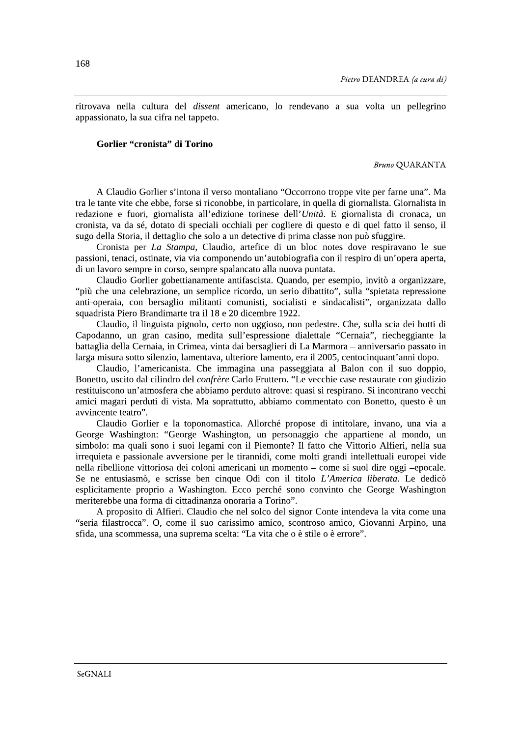ritrovava nella cultura del *dissent* americano, lo rendevano a sua volta un pellegrino appassionato, la sua cifra nel tappeto.

### Gorlier "cronista" di Torino

*Bruno* QUARANTA

A Claudio Gorlier s'intona il verso montaliano "Occorrono troppe vite per farne una". Ma tra le tante vite che ebbe, forse si riconobbe, in particolare, in quella di giornalista. Giornalista in redazione e fuori, giornalista all'edizione torinese dell'*Unità*. E giornalista di cronaca, un cronista, va da sé, dotato di speciali occhiali per cogliere di questo e di quel fatto il senso, il sugo della Storia, il dettaglio che solo a un detective di prima classe non può sfuggire.

Cronista per *La Stampa,* Claudio, artefice di un bloc notes dove respiravano le sue passioni, tenaci, ostinate, via via componendo un'autobiografia con il respiro di un'opera aperta, di un lavoro sempre in corso, sempre spalancato alla nuova puntata.

Claudio Gorlier gobettianamente antifascista. Quando, per esempio, invitò a organizzare, "più che una celebrazione, un semplice ricordo, un serio dibattito", sulla "spietata repressione anti-operaia, con bersaglio militanti comunisti, socialisti e sindacalisti", organizzata dallo squadrista Piero Brandimarte tra il 18 e 20 dicembre 1922.

Claudio, il linguista pignolo, certo non uggioso, non pedestre. Che, sulla scia dei botti di Capodanno, un gran casino, medita sull'espressione dialettale "Cernaia", riecheggiante la battaglia della Cernaia, in Crimea, vinta dai bersaglieri di La Marmora – anniversario passato in larga misura sotto silenzio, lamentava, ulteriore lamento, era il 2005, centocinquant'anni dopo.

Claudio, l'americanista. Che immagina una passeggiata al Balon con il suo doppio, Bonetto, uscito dal cilindro del *confrère* Carlo Fruttero. "Le vecchie case restaurate con giudizio restituiscono un'atmosfera che abbiamo perduto altrove: quasi si respirano. Si incontrano vecchi amici magari perduti di vista. Ma soprattutto, abbiamo commentato con Bonetto, questo è un avvincente teatro".

Claudio Gorlier e la toponomastica. Allorché propose di intitolare, invano, una via a George Washington: "George Washington, un personaggio che appartiene al mondo, un simbolo: ma quali sono i suoi legami con il Piemonte? Il fatto che Vittorio Alfieri, nella sua irrequieta e passionale avversione per le tirannidi, come molti grandi intellettuali europei vide nella ribellione vittoriosa dei coloni americani un momento – come si suol dire oggi –epocale. Se ne entusiasmò, e scrisse ben cinque Odi con il titolo *L'America liberata*. Le dedicò esplicitamente proprio a Washington. Ecco perché sono convinto che George Washington meriterebbe una forma di cittadinanza onoraria a Torino".

A proposito di Alfieri. Claudio che nel solco del signor Conte intendeva la vita come una "seria filastrocca". O, come il suo carissimo amico, scontroso amico, Giovanni Arpino, una sfida, una scommessa, una suprema scelta: "La vita che o è stile o è errore".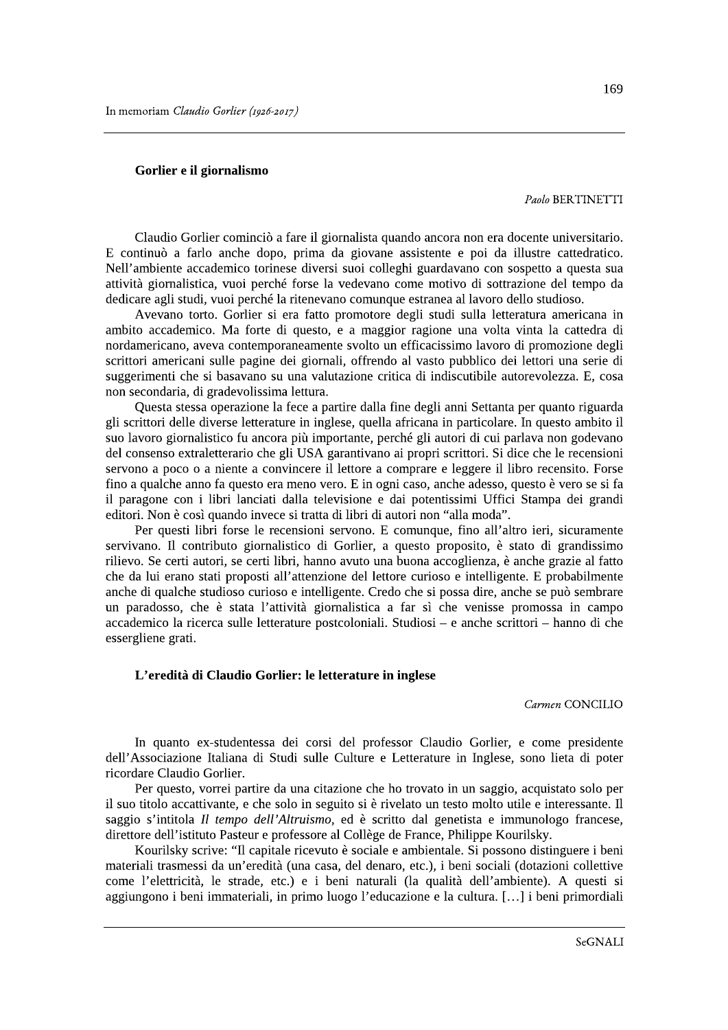## Gorlier e il giornalismo

*Paolo* BERTINETTI

Claudio Gorlier cominciò a fare il giornalista quando ancora non era docente universitario. E continuò a farlo anche dopo, prima da giovane assistente e poi da illustre cattedratico. Nell'ambiente accademico torinese diversi suoi colleghi guardavano con sospetto a questa sua attività giornalistica, vuoi perché forse la vedevano come motivo di sottrazione del tempo da dedicare agli studi, vuoi perché la ritenevano comunque estranea al lavoro dello studioso.

Avevano torto. Gorlier si era fatto promotore degli studi sulla letteratura americana in ambito accademico. Ma forte di questo, e a maggior ragione una volta vinta la cattedra di nordamericano, aveva contemporaneamente svolto un efficacissimo lavoro di promozione degli scrittori americani sulle pagine dei giornali, offrendo al vasto pubblico dei lettori una serie di suggerimenti che si basavano su una valutazione critica di indiscutibile autorevolezza. E, cosa non secondaria, di gradevolissima lettura.

Questa stessa operazione la fece a partire dalla fine degli anni Settanta per quanto riguarda gli scrittori delle diverse letterature in inglese, quella africana in particolare. In questo ambito il suo lavoro giornalistico fu ancora più importante, perché gli autori di cui parlava non godevano del consenso extraletterario che gli USA garantivano ai propri scrittori. Si dice che le recensioni servono a poco o a niente a convincere il lettore a comprare e leggere il libro recensito. Forse fino a qualche anno fa questo era meno vero. E in ogni caso, anche adesso, questo è vero se si fa il paragone con i libri lanciati dalla televisione e dai potentissimi Uffici Stampa dei grandi editori. Non è così quando invece si tratta di libri di autori non "alla moda".

Per questi libri forse le recensioni servono. E comunque, fino all'altro ieri, sicuramente servivano. Il contributo giornalistico di Gorlier, a questo proposito, è stato di grandissimo rilievo. Se certi autori, se certi libri, hanno avuto una buona accoglienza, è anche grazie al fatto che da lui erano stati proposti all'attenzione del lettore curioso e intelligente. E probabilmente anche di qualche studioso curioso e intelligente. Credo che si possa dire, anche se può sembrare un paradosso, che è stata l'attività giornalistica a far sì che venisse promossa in campo accademico la ricerca sulle letterature postcoloniali. Studiosi – e anche scrittori – hanno di che essergliene grati.

## L'eredità di Claudio Gorlier: le letterature in inglese

*Carmen* CONCILIO

In quanto ex-studentessa dei corsi del professor Claudio Gorlier, e come presidente dell'Associazione Italiana di Studi sulle Culture e Letterature in Inglese, sono lieta di poter ricordare Claudio Gorlier.

Per questo, vorrei partire da una citazione che ho trovato in un saggio, acquistato solo per il suo titolo accattivante, e che solo in seguito si è rivelato un testo molto utile e interessante. Il saggio s'intitola *Il tempo dell'Altruismo*, ed è scritto dal genetista e immunologo francese, direttore dell'istituto Pasteur e professore al Collège de France, Philippe Kourilsky.

Kourilsky scrive: "Il capitale ricevuto è sociale e ambientale. Si possono distinguere i beni materiali trasmessi da un'eredità (una casa, del denaro, etc.), i beni sociali (dotazioni collettive come l'elettricità, le strade, etc.) e i beni naturali (la qualità dell'ambiente). A questi si aggiungono i beni immateriali, in primo luogo l'educazione e la cultura. [...] i beni primordiali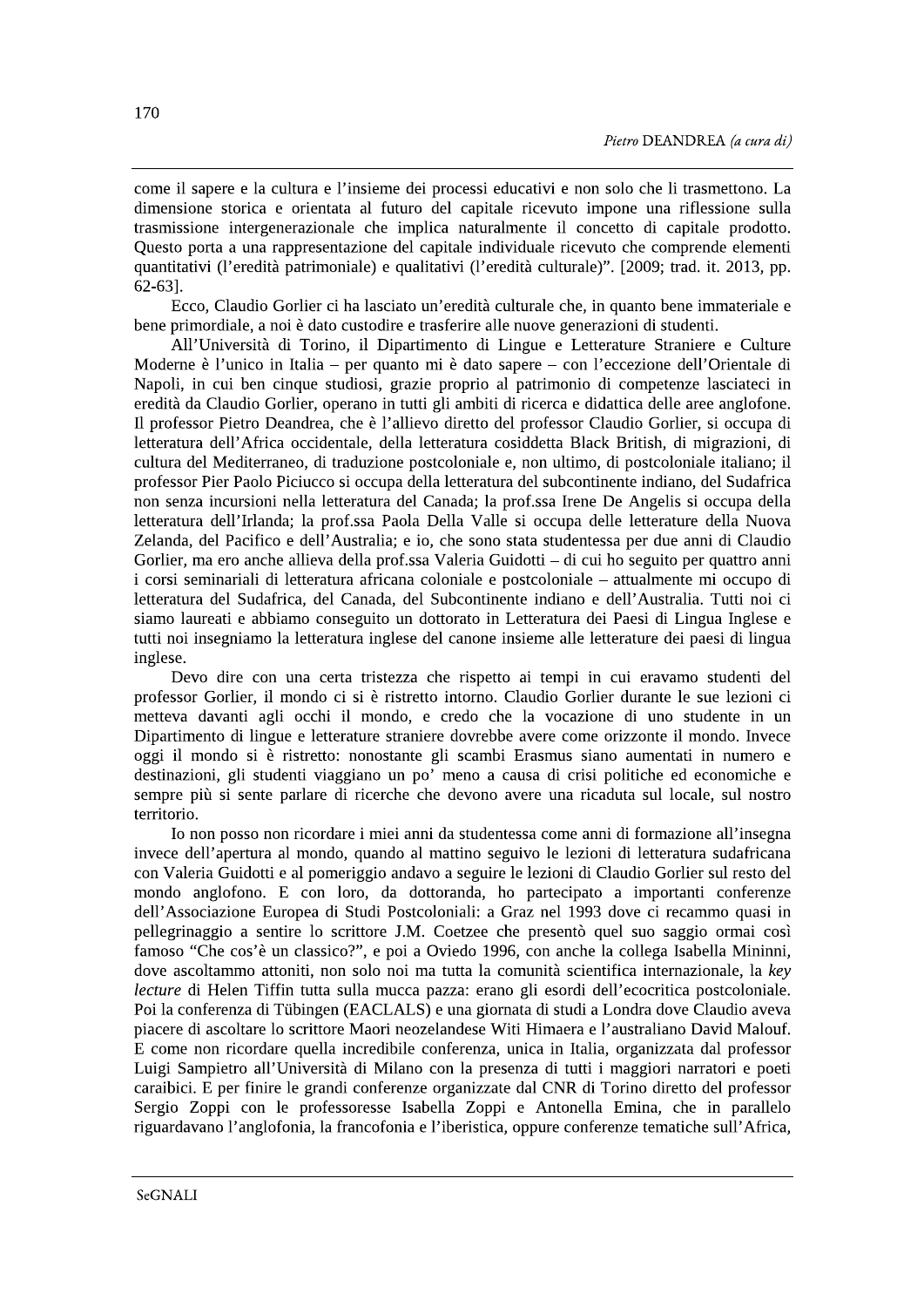come il sapere e la cultura e l'insieme dei processi educativi e non solo che li trasmettono. La dimensione storica e orientata al futuro del capitale ricevuto impone una riflessione sulla trasmissione intergenerazionale che implica naturalmente il concetto di capitale prodotto. Questo porta a una rappresentazione del capitale individuale ricevuto che comprende elementi quantitativi (l'eredità patrimoniale) e qualitativi (l'eredità culturale)". [2009; trad. it. 2013, pp. 62-63].

Ecco, Claudio Gorlier ci ha lasciato un'eredità culturale che, in quanto bene immateriale e bene primordiale, a noi è dato custodire e trasferire alle nuove generazioni di studenti.

All'Università di Torino, il Dipartimento di Lingue e Letterature Straniere e Culture Moderne è l'unico in Italia – per quanto mi è dato sapere – con l'eccezione dell'Orientale di Napoli, in cui ben cinque studiosi, grazie proprio al patrimonio di competenze lasciateci in eredità da Claudio Gorlier, operano in tutti gli ambiti di ricerca e didattica delle aree anglofone. Il professor Pietro Deandrea, che è l'allievo diretto del professor Claudio Gorlier, si occupa di letteratura dell'Africa occidentale, della letteratura cosiddetta Black British, di migrazioni, di cultura del Mediterraneo, di traduzione postcoloniale e, non ultimo, di postcoloniale italiano; il professor Pier Paolo Piciucco si occupa della letteratura del subcontinente indiano, del Sudafrica non senza incursioni nella letteratura del Canada; la prof.ssa Irene De Angelis si occupa della letteratura dell'Irlanda; la prof.ssa Paola Della Valle si occupa delle letterature della Nuova Zelanda, del Pacifico e dell'Australia; e io, che sono stata studentessa per due anni di Claudio Gorlier, ma ero anche allieva della prof.ssa Valeria Guidotti – di cui ho seguito per quattro anni i corsi seminariali di letteratura africana coloniale e postcoloniale – attualmente mi occupo di letteratura del Sudafrica, del Canada, del Subcontinente indiano e dell'Australia. Tutti noi ci siamo laureati e abbiamo conseguito un dottorato in Letteratura dei Paesi di Lingua Inglese e tutti noi insegniamo la letteratura inglese del canone insieme alle letterature dei paesi di lingua inglese.

Devo dire con una certa tristezza che rispetto ai tempi in cui eravamo studenti del professor Gorlier, il mondo ci si è ristretto intorno. Claudio Gorlier durante le sue lezioni ci metteva davanti agli occhi il mondo, e credo che la vocazione di uno studente in un Dipartimento di lingue e letterature straniere dovrebbe avere come orizzonte il mondo. Invece oggi il mondo si è ristretto: nonostante gli scambi Erasmus siano aumentati in numero e destinazioni, gli studenti viaggiano un po' meno a causa di crisi politiche ed economiche e sempre più si sente parlare di ricerche che devono avere una ricaduta sul locale, sul nostro territorio.

Io non posso non ricordare i miei anni da studentessa come anni di formazione all'insegna invece dell'apertura al mondo, quando al mattino seguivo le lezioni di letteratura sudafricana con Valeria Guidotti e al pomeriggio andavo a seguire le lezioni di Claudio Gorlier sul resto del mondo anglofono. E con loro, da dottoranda, ho partecipato a importanti conferenze dell'Associazione Europea di Studi Postcoloniali: a Graz nel 1993 dove ci recammo quasi in pellegrinaggio a sentire lo scrittore J.M. Coetzee che presentò quel suo saggio ormai così famoso "Che cos'è un classico?", e poi a Oviedo 1996, con anche la collega Isabella Mininni, dove ascoltammo attoniti, non solo noi ma tutta la comunità scientifica internazionale, la *key lecture* di Helen Tiffin tutta sulla mucca pazza: erano gli esordi dell'ecocritica postcoloniale. Poi la conferenza di Tübingen (EACLALS) e una giornata di studi a Londra dove Claudio aveva piacere di ascoltare lo scrittore Maori neozelandese Witi Himaera e l'australiano David Malouf. E come non ricordare quella incredibile conferenza, unica in Italia, organizzata dal professor Luigi Sampietro all'Università di Milano con la presenza di tutti i maggiori narratori e poeti caraibici. E per finire le grandi conferenze organizzate dal CNR di Torino diretto del professor Sergio Zoppi con le professoresse Isabella Zoppi e Antonella Emina, che in parallelo riguardavano l'anglofonia, la francofonia e l'iberistica, oppure conferenze tematiche sull'Africa,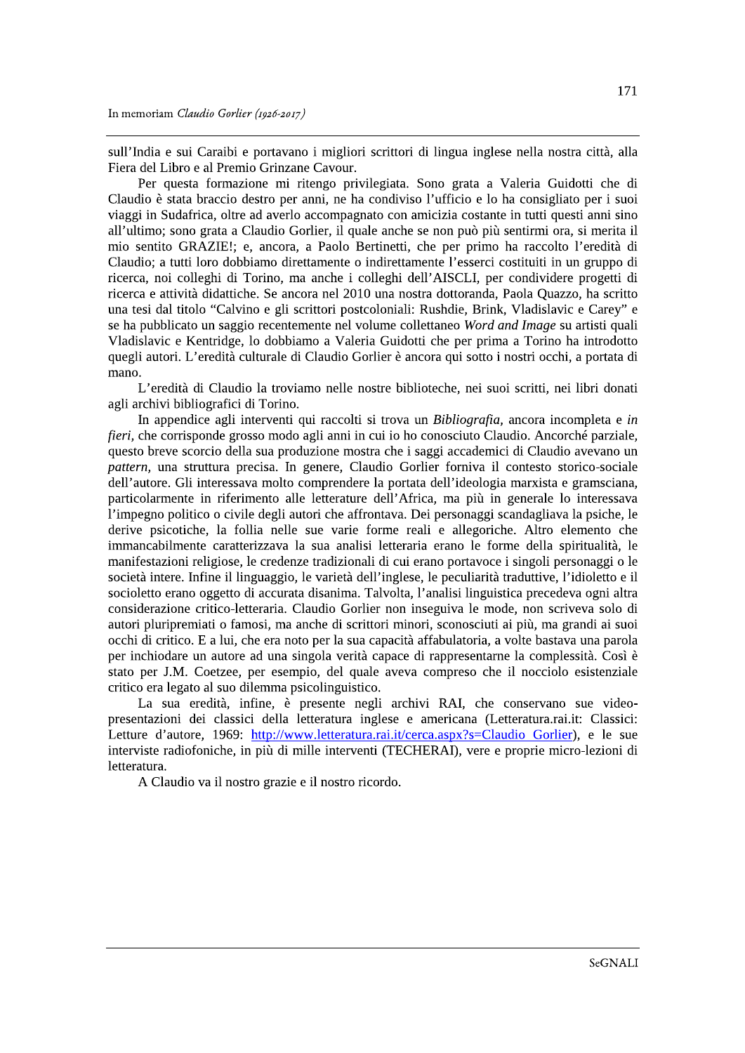sull'India e sui Caraibi e portavano i migliori scrittori di lingua inglese nella nostra città, alla Fiera del Libro e al Premio Grinzane Cavour.

Per questa formazione mi ritengo privilegiata. Sono grata a Valeria Guidotti che di Claudio è stata braccio destro per anni, ne ha condiviso l'ufficio e lo ha consigliato per i suoi viaggi in Sudafrica, oltre ad averlo accompagnato con amicizia costante in tutti questi anni sino all'ultimo; sono grata a Claudio Gorlier, il quale anche se non può più sentirmi ora, si merita il mio sentito GRAZIE!; e, ancora, a Paolo Bertinetti, che per primo ha raccolto l'eredità di Claudio; a tutti loro dobbiamo direttamente o indirettamente l'esserci costituiti in un gruppo di ricerca, noi colleghi di Torino, ma anche i colleghi dell'AISCLI, per condividere progetti di ricerca e attività didattiche. Se ancora nel 2010 una nostra dottoranda, Paola Quazzo, ha scritto una tesi dal titolo "Calvino e gli scrittori postcoloniali: Rushdie, Brink, Vladislavic e Carey" e se ha pubblicato un saggio recentemente nel volume collettaneo *Word and Image* su artisti quali Vladislavic e Kentridge, lo dobbiamo a Valeria Guidotti che per prima a Torino ha introdotto quegli autori. L'eredità culturale di Claudio Gorlier è ancora qui sotto i nostri occhi, a portata di mano.

L'eredità di Claudio la troviamo nelle nostre biblioteche, nei suoi scritti, nei libri donati agli archivi bibliografici di Torino.

In appendice agli interventi qui raccolti si trova un *Bibliografia*, ancora incompleta e *in fieri*, che corrisponde grosso modo agli anni in cui io ho conosciuto Claudio. Ancorché parziale, questo breve scorcio della sua produzione mostra che i saggi accademici di Claudio avevano un *pattern*, una struttura precisa. In genere, Claudio Gorlier forniva il contesto storico-sociale dell'autore. Gli interessava molto comprendere la portata dell'ideologia marxista e gramsciana, particolarmente in riferimento alle letterature dell'Africa, ma più in generale lo interessava l'impegno politico o civile degli autori che affrontava. Dei personaggi scandagliava la psiche, le derive psicotiche, la follia nelle sue varie forme reali e allegoriche. Altro elemento che immancabilmente caratterizzava la sua analisi letteraria erano le forme della spiritualità, le manifestazioni religiose, le credenze tradizionali di cui erano portavoce i singoli personaggi o le società intere. Infine il linguaggio, le varietà dell'inglese, le peculiarità traduttive, l'idioletto e il socioletto erano oggetto di accurata disanima. Talvolta, l'analisi linguistica precedeva ogni altra considerazione critico-letteraria. Claudio Gorlier non inseguiva le mode, non scriveva solo di autori pluripremiati o famosi, ma anche di scrittori minori, sconosciuti ai più, ma grandi ai suoi occhi di critico. E a lui, che era noto per la sua capacità affabulatoria, a volte bastava una parola per inchiodare un autore ad una singola verità capace di rappresentarne la complessità. Così è stato per J.M. Coetzee, per esempio, del quale aveva compreso che il nocciolo esistenziale critico era legato al suo dilemma psicolinguistico.

La sua eredità, infine, è presente negli archivi RAI, che conservano sue video-presentazioni dei classici della letteratura inglese e americana (Letteratura.rai.it: Classici: Letture d'autore, 1969: http://www.letteratura.rai.it/cerca.aspx?s=Claudio_Gorlier), e le sue interviste radiofoniche, in più di mille interventi (TECHERAI), vere e proprie micro-lezioni di letteratura.

A Claudio va il nostro grazie e il nostro ricordo.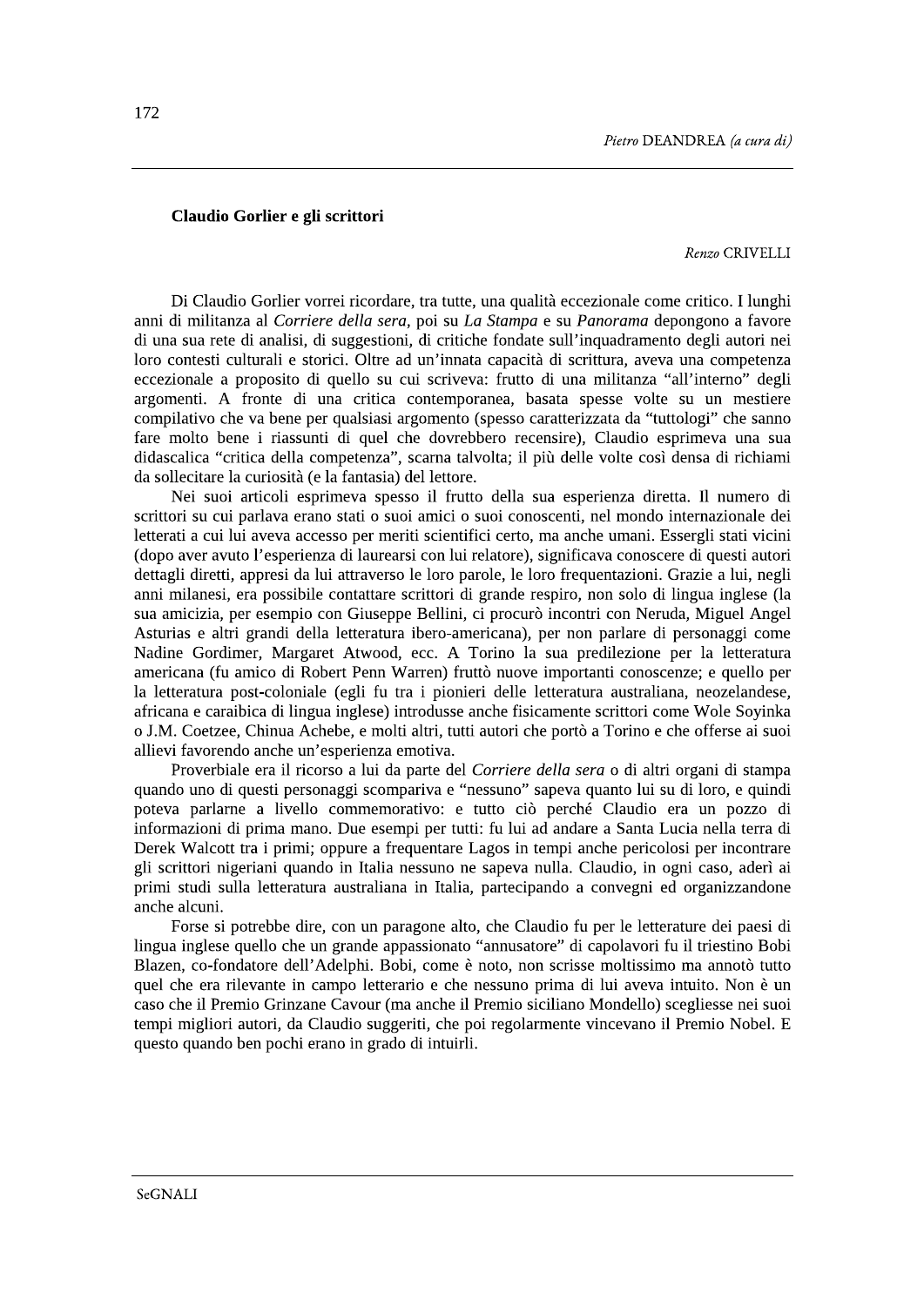### Claudio Gorlier e gli scrittori

*Renzo* CRIVELLI

Di Claudio Gorlier vorrei ricordare, tra tutte, una qualità eccezionale come critico. I lunghi anni di militanza al *Corriere della sera*, poi su *La Stampa* e su *Panorama* depongono a favore di una sua rete di analisi, di suggestioni, di critiche fondate sull'inquadramento degli autori nei loro contesti culturali e storici. Oltre ad un'innata capacità di scrittura, aveva una competenza eccezionale a proposito di quello su cui scriveva: frutto di una militanza "all'interno" degli argomenti. A fronte di una critica contemporanea, basata spesse volte su un mestiere compilativo che va bene per qualsiasi argomento (spesso caratterizzata da "tuttologi" che sanno fare molto bene i riassunti di quel che dovrebbero recensire), Claudio esprimeva una sua didascalica "critica della competenza", scarna talvolta; il più delle volte così densa di richiami da sollecitare la curiosità (e la fantasia) del lettore.

Nei suoi articoli esprimeva spesso il frutto della sua esperienza diretta. Il numero di scrittori su cui parlava erano stati o suoi amici o suoi conoscenti, nel mondo internazionale dei letterati a cui lui aveva accesso per meriti scientifici certo, ma anche umani. Essergli stati vicini (dopo aver avuto l'esperienza di laurearsi con lui relatore), significava conoscere di questi autori dettagli diretti, appresi da lui attraverso le loro parole, le loro frequentazioni. Grazie a lui, negli anni milanesi, era possibile contattare scrittori di grande respiro, non solo di lingua inglese (la sua amicizia, per esempio con Giuseppe Bellini, ci procurò incontri con Neruda, Miguel Angel Asturias e altri grandi della letteratura ibero-americana), per non parlare di personaggi come Nadine Gordimer, Margaret Atwood, ecc. A Torino la sua predilezione per la letteratura americana (fu amico di Robert Penn Warren) fruttò nuove importanti conoscenze; e quello per la letteratura post-coloniale (egli fu tra i pionieri delle letteratura australiana, neozelandese, africana e caraibica di lingua inglese) introdusse anche fisicamente scrittori come Wole Soyinka o J.M. Coetzee, Chinua Achebe, e molti altri, tutti autori che portò a Torino e che offerse ai suoi allievi favorendo anche un'esperienza emotiva.

Proverbiale era il ricorso a lui da parte del *Corriere della sera* o di altri organi di stampa quando uno di questi personaggi scompariva e "nessuno" sapeva quanto lui su di loro, e quindi poteva parlarne a livello commemorativo: e tutto ciò perché Claudio era un pozzo di informazioni di prima mano. Due esempi per tutti: fu lui ad andare a Santa Lucia nella terra di Derek Walcott tra i primi; oppure a frequentare Lagos in tempi anche pericolosi per incontrare gli scrittori nigeriani quando in Italia nessuno ne sapeva nulla. Claudio, in ogni caso, aderì ai primi studi sulla letteratura australiana in Italia, partecipando a convegni ed organizzandone anche alcuni.

Forse si potrebbe dire, con un paragone alto, che Claudio fu per le letterature dei paesi di lingua inglese quello che un grande appassionato "annusatore" di capolavori fu il triestino Bobi Blazen, co-fondatore dell'Adelphi. Bobi, come è noto, non scrisse moltissimo ma annotò tutto quel che era rilevante in campo letterario e che nessuno prima di lui aveva intuito. Non è un caso che il Premio Grinzane Cavour (ma anche il Premio siciliano Mondello) scegliesse nei suoi tempi migliori autori, da Claudio suggeriti, che poi regolarmente vincevano il Premio Nobel. E questo quando ben pochi erano in grado di intuirli.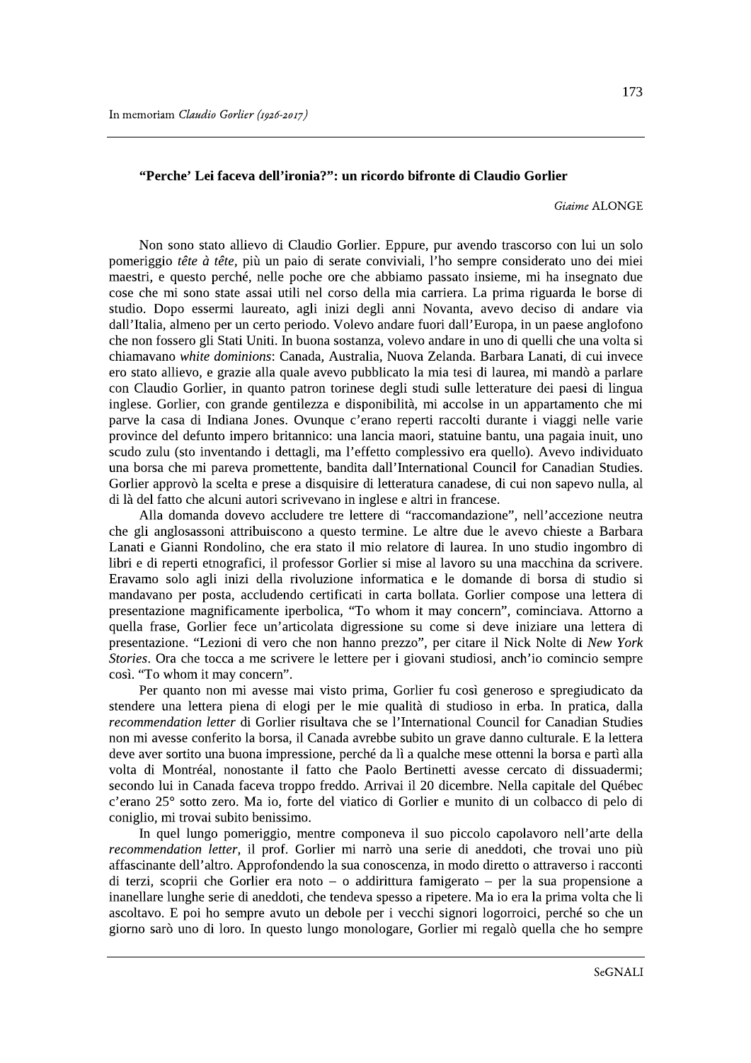## "Perche' Lei faceva dell'ironia?": un ricordo bifronte di Claudio Gorlier

*Giaime* ALONGE

Non sono stato allievo di Claudio Gorlier. Eppure, pur avendo trascorso con lui un solo pomeriggio *tête à tête*, più un paio di serate conviviali, l'ho sempre considerato uno dei miei maestri, e questo perché, nelle poche ore che abbiamo passato insieme, mi ha insegnato due cose che mi sono state assai utili nel corso della mia carriera. La prima riguarda le borse di studio. Dopo essermi laureato, agli inizi degli anni Novanta, avevo deciso di andare via dall'Italia, almeno per un certo periodo. Volevo andare fuori dall'Europa, in un paese anglofono che non fossero gli Stati Uniti. In buona sostanza, volevo andare in uno di quelli che una volta si chiamavano *white dominions*: Canada, Australia, Nuova Zelanda. Barbara Lanati, di cui invece ero stato allievo, e grazie alla quale avevo pubblicato la mia tesi di laurea, mi mandò a parlare con Claudio Gorlier, in quanto patron torinese degli studi sulle letterature dei paesi di lingua inglese. Gorlier, con grande gentilezza e disponibilità, mi accolse in un appartamento che mi parve la casa di Indiana Jones. Ovunque c'erano reperti raccolti durante i viaggi nelle varie province del defunto impero britannico: una lancia maori, statuine bantu, una pagaia inuit, uno scudo zulu (sto inventando i dettagli, ma l'effetto complessivo era quello). Avevo individuato una borsa che mi pareva promettente, bandita dall'International Council for Canadian Studies. Gorlier approvò la scelta e prese a disquisire di letteratura canadese, di cui non sapevo nulla, al di là del fatto che alcuni autori scrivevano in inglese e altri in francese.

Alla domanda dovevo accludere tre lettere di "raccomandazione", nell'accezione neutra che gli anglosassoni attribuiscono a questo termine. Le altre due le avevo chieste a Barbara Lanati e Gianni Rondolino, che era stato il mio relatore di laurea. In uno studio ingombro di libri e di reperti etnografici, il professor Gorlier si mise al lavoro su una macchina da scrivere. Eravamo solo agli inizi della rivoluzione informatica e le domande di borsa di studio si mandavano per posta, accludendo certificati in carta bollata. Gorlier compose una lettera di presentazione magnificamente iperbolica, "To whom it may concern", cominciava. Attorno a quella frase, Gorlier fece un'articolata digressione su come si deve iniziare una lettera di presentazione. "Lezioni di vero che non hanno prezzo", per citare il Nick Nolte di *New York Stories*. Ora che tocca a me scrivere le lettere per i giovani studiosi, anch'io comincio sempre così. "To whom it may concern".

Per quanto non mi avesse mai visto prima, Gorlier fu così generoso e spregiudicato da stendere una lettera piena di elogi per le mie qualità di studioso in erba. In pratica, dalla *recommendation letter* di Gorlier risultava che se l'International Council for Canadian Studies non mi avesse conferito la borsa, il Canada avrebbe subito un grave danno culturale. E la lettera deve aver sortito una buona impressione, perché da lì a qualche mese ottenni la borsa e partì alla volta di Montréal, nonostante il fatto che Paolo Bertinetti avesse cercato di dissuadermi; secondo lui in Canada faceva troppo freddo. Arrivai il 20 dicembre. Nella capitale del Québec c'erano 25° sotto zero. Ma io, forte del viatico di Gorlier e munito di un colbacco di pelo di coniglio, mi trovai subito benissimo.

In quel lungo pomeriggio, mentre componeva il suo piccolo capolavoro nell'arte della *recommendation letter*, il prof. Gorlier mi narrò una serie di aneddoti, che trovai uno più affascinante dell'altro. Approfondendo la sua conoscenza, in modo diretto o attraverso i racconti di terzi, scoprii che Gorlier era noto – o addirittura famigerato – per la sua propensione a inanellare lunghe serie di aneddoti, che tendeva spesso a ripetere. Ma io era la prima volta che li ascoltavo. E poi ho sempre avuto un debole per i vecchi signori logorroici, perché so che un giorno sarò uno di loro. In questo lungo monologare, Gorlier mi regalò quella che ho sempre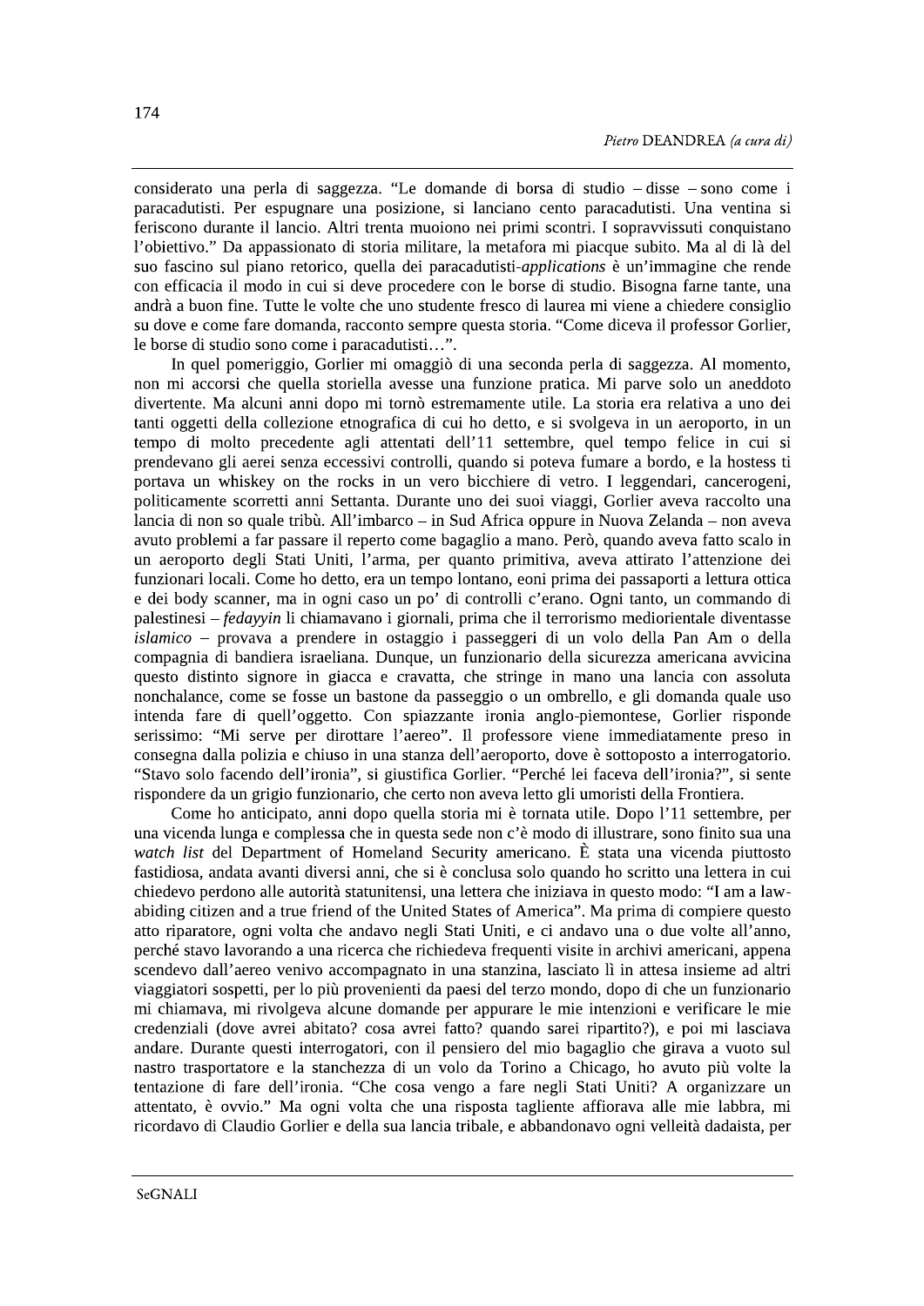considerato una perla di saggezza. "Le domande di borsa di studio – disse – sono come i paracadutisti. Per espugnare una posizione, si lanciano cento paracadutisti. Una ventina si feriscono durante il lancio. Altri trenta muoiono nei primi scontri. I sopravvissuti conquistano l'obiettivo." Da appassionato di storia militare, la metafora mi piacque subito. Ma al di là del suo fascino sul piano retorico, quella dei paracadutisti-*applications* è un'immagine che rende con efficacia il modo in cui si deve procedere con le borse di studio. Bisogna farne tante, una andrà a buon fine. Tutte le volte che uno studente fresco di laurea mi viene a chiedere consiglio su dove e come fare domanda, racconto sempre questa storia. "Come diceva il professor Gorlier, le borse di studio sono come i paracadutisti…".

In quel pomeriggio, Gorlier mi omaggiò di una seconda perla di saggezza. Al momento, non mi accorsi che quella storiella avesse una funzione pratica. Mi parve solo un aneddoto divertente. Ma alcuni anni dopo mi tornò estremamente utile. La storia era relativa a uno dei tanti oggetti della collezione etnografica di cui ho detto, e si svolgeva in un aeroporto, in un tempo di molto precedente agli attentati dell'11 settembre, quel tempo felice in cui si prendevano gli aerei senza eccessivi controlli, quando si poteva fumare a bordo, e la hostess ti portava un whiskey on the rocks in un vero bicchiere di vetro. I leggendari, cancerogeni, politicamente scorretti anni Settanta. Durante uno dei suoi viaggi, Gorlier aveva raccolto una lancia di non so quale tribù. All'imbarco – in Sud Africa oppure in Nuova Zelanda – non aveva avuto problemi a far passare il reperto come bagaglio a mano. Però, quando aveva fatto scalo in un aeroporto degli Stati Uniti, l'arma, per quanto primitiva, aveva attirato l'attenzione dei funzionari locali. Come ho detto, era un tempo lontano, eoni prima dei passaporti a lettura ottica e dei body scanner, ma in ogni caso un po' di controlli c'erano. Ogni tanto, un commando di palestinesi – *fedayyin* li chiamavano i giornali, prima che il terrorismo mediorientale diventasse *islamico* – provava a prendere in ostaggio i passeggeri di un volo della Pan Am o della compagnia di bandiera israeliana. Dunque, un funzionario della sicurezza americana avvicina questo distinto signore in giacca e cravatta, che stringe in mano una lancia con assoluta nonchalance, come se fosse un bastone da passeggio o un ombrello, e gli domanda quale uso intenda fare di quell'oggetto. Con spiazzante ironia anglo-piemontese, Gorlier risponde serissimo: "Mi serve per dirottare l'aereo". Il professore viene immediatamente preso in consegna dalla polizia e chiuso in una stanza dell'aeroporto, dove è sottoposto a interrogatorio. "Stavo solo facendo dell'ironia", si giustifica Gorlier. "Perché lei faceva dell'ironia?", si sente rispondere da un grigio funzionario, che certo non aveva letto gli umoristi della Frontiera.

Come ho anticipato, anni dopo quella storia mi è tornata utile. Dopo l'11 settembre, per una vicenda lunga e complessa che in questa sede non c'è modo di illustrare, sono finito sua una *watch list* del Department of Homeland Security americano. È stata una vicenda piuttosto fastidiosa, andata avanti diversi anni, che si è conclusa solo quando ho scritto una lettera in cui chiedevo perdono alle autorità statunitensi, una lettera che iniziava in questo modo: "I am a law-abiding citizen and a true friend of the United States of America". Ma prima di compiere questo atto riparatore, ogni volta che andavo negli Stati Uniti, e ci andavo una o due volte all'anno, perché stavo lavorando a una ricerca che richiedeva frequenti visite in archivi americani, appena scendevo dall'aereo venivo accompagnato in una stanzina, lasciato lì in attesa insieme ad altri viaggiatori sospetti, per lo più provenienti da paesi del terzo mondo, dopo di che un funzionario mi chiamava, mi rivolgeva alcune domande per appurare le mie intenzioni e verificare le mie credenziali (dove avrei abitato? cosa avrei fatto? quando sarei ripartito?), e poi mi lasciava andare. Durante questi interrogatori, con il pensiero del mio bagaglio che girava a vuoto sul nastro trasportatore e la stanchezza di un volo da Torino a Chicago, ho avuto più volte la tentazione di fare dell'ironia. "Che cosa vengo a fare negli Stati Uniti? A organizzare un attentato, è ovvio." Ma ogni volta che una risposta tagliente affiorava alle mie labbra, mi ricordavo di Claudio Gorlier e della sua lancia tribale, e abbandonavo ogni velleità dadaista, per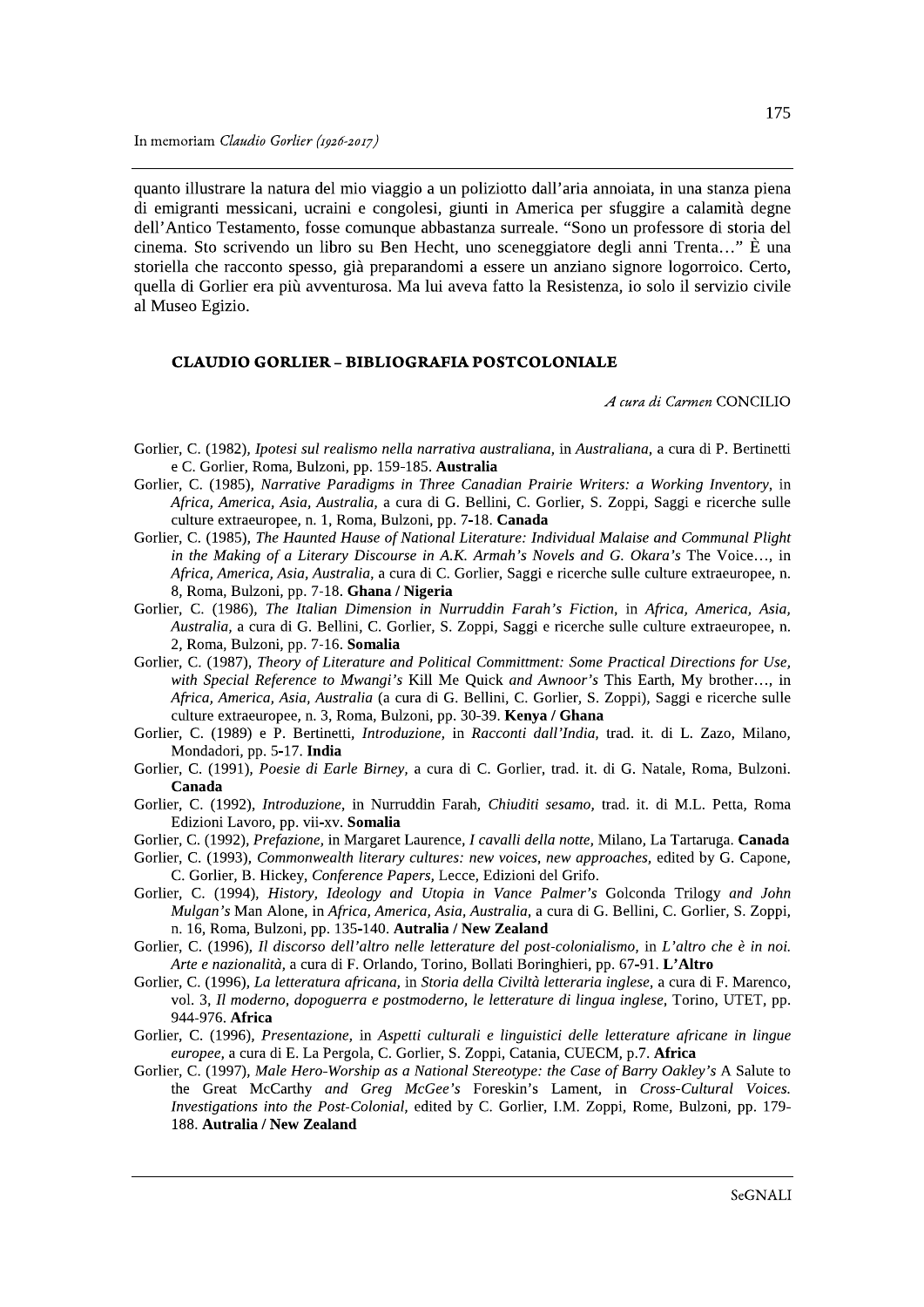quanto illustrare la natura del mio viaggio a un poliziotto dall'aria annoiata, in una stanza piena di emigranti messicani, ucraini e congolesi, giunti in America per sfuggire a calamità degne dell'Antico Testamento, fosse comunque abbastanza surreale. "Sono un professore di storia del cinema. Sto scrivendo un libro su Ben Hecht, uno sceneggiatore degli anni Trenta…" È una storiella che racconto spesso, già preparandomi a essere un anziano signore logorroico. Certo, quella di Gorlier era più avventurosa. Ma lui aveva fatto la Resistenza, io solo il servizio civile al Museo Egizio.

## CLAUDIO GORLIER – BIBLIOGRAFIA POSTCOLONIALE

*A cura di Carmen* CONCILIO

Gorlier, C. (1982), *Ipotesi sul realismo nella narrativa australiana*, in *Australiana*, a cura di P. Bertinetti e C. Gorlier, Roma, Bulzoni, pp. 159-185. **Australia**

Gorlier, C. (1985), *Narrative Paradigms in Three Canadian Prairie Writers: a Working Inventory*, in *Africa, America, Asia, Australia*, a cura di G. Bellini, C. Gorlier, S. Zoppi, Saggi e ricerche sulle culture extraeuropee, n. 1, Roma, Bulzoni, pp. 7-18. **Canada**

Gorlier, C. (1985), *The Haunted Hause of National Literature: Individual Malaise and Communal Plight in the Making of a Literary Discourse in A.K. Armah's Novels and G. Okara's* The Voice…, in *Africa, America, Asia, Australia*, a cura di C. Gorlier, Saggi e ricerche sulle culture extraeuropee, n. 8, Roma, Bulzoni, pp. 7-18. **Ghana / Nigeria**

Gorlier, C. (1986), *The Italian Dimension in Nurruddin Farah's Fiction*, in *Africa, America, Asia, Australia*, a cura di G. Bellini, C. Gorlier, S. Zoppi, Saggi e ricerche sulle culture extraeuropee, n. 2, Roma, Bulzoni, pp. 7-16. **Somalia**

Gorlier, C. (1987), *Theory of Literature and Political Committment: Some Practical Directions for Use, with Special Reference to Mwangi's* Kill Me Quick *and Awnoor's* This Earth, My brother…, in *Africa, America, Asia, Australia* (a cura di G. Bellini, C. Gorlier, S. Zoppi), Saggi e ricerche sulle culture extraeuropee, n. 3, Roma, Bulzoni, pp. 30-39. **Kenya / Ghana**

Gorlier, C. (1989) e P. Bertinetti, *Introduzione*, in *Racconti dall'India*, trad. it. di L. Zazo, Milano, Mondadori, pp. 5-17. **India**

Gorlier, C. (1991), *Poesie di Earle Birney*, a cura di C. Gorlier, trad. it. di G. Natale, Roma, Bulzoni. **Canada**

Gorlier, C. (1992), *Introduzione*, in Nurruddin Farah, *Chiuditi sesamo*, trad. it. di M.L. Petta, Roma Edizioni Lavoro, pp. vii-xv. **Somalia**

Gorlier, C. (1992), *Prefazione*, in Margaret Laurence, *I cavalli della notte*, Milano, La Tartaruga. **Canada**

Gorlier, C. (1993), *Commonwealth literary cultures: new voices, new approaches*, edited by G. Capone, C. Gorlier, B. Hickey, *Conference Papers*, Lecce, Edizioni del Grifo.

Gorlier, C. (1994), *History, Ideology and Utopia in Vance Palmer's* Golconda Trilogy *and John Mulgan's* Man Alone, in *Africa, America, Asia, Australia*, a cura di G. Bellini, C. Gorlier, S. Zoppi, n. 16, Roma, Bulzoni, pp. 135-140. **Autralia / New Zealand**

Gorlier, C. (1996), *Il discorso dell'altro nelle letterature del post-colonialismo*, in *L'altro che è in noi. Arte e nazionalità*, a cura di F. Orlando, Torino, Bollati Boringhieri, pp. 67-91. **L'Altro**

Gorlier, C. (1996), *La letteratura africana*, in *Storia della Civiltà letteraria inglese*, a cura di F. Marenco, vol. 3, *Il moderno, dopoguerra e postmoderno, le letterature di lingua inglese*, Torino, UTET, pp. 944-976. **Africa**

Gorlier, C. (1996), *Presentazione*, in *Aspetti culturali e linguistici delle letterature africane in lingue europee*, a cura di E. La Pergola, C. Gorlier, S. Zoppi, Catania, CUECM, p.7. **Africa**

Gorlier, C. (1997), *Male Hero-Worship as a National Stereotype: the Case of Barry Oakley's* A Salute to the Great McCarthy *and Greg McGee's* Foreskin's Lament, in *Cross-Cultural Voices. Investigations into the Post-Colonial*, edited by C. Gorlier, I.M. Zoppi, Rome, Bulzoni, pp. 179-188. **Autralia / New Zealand**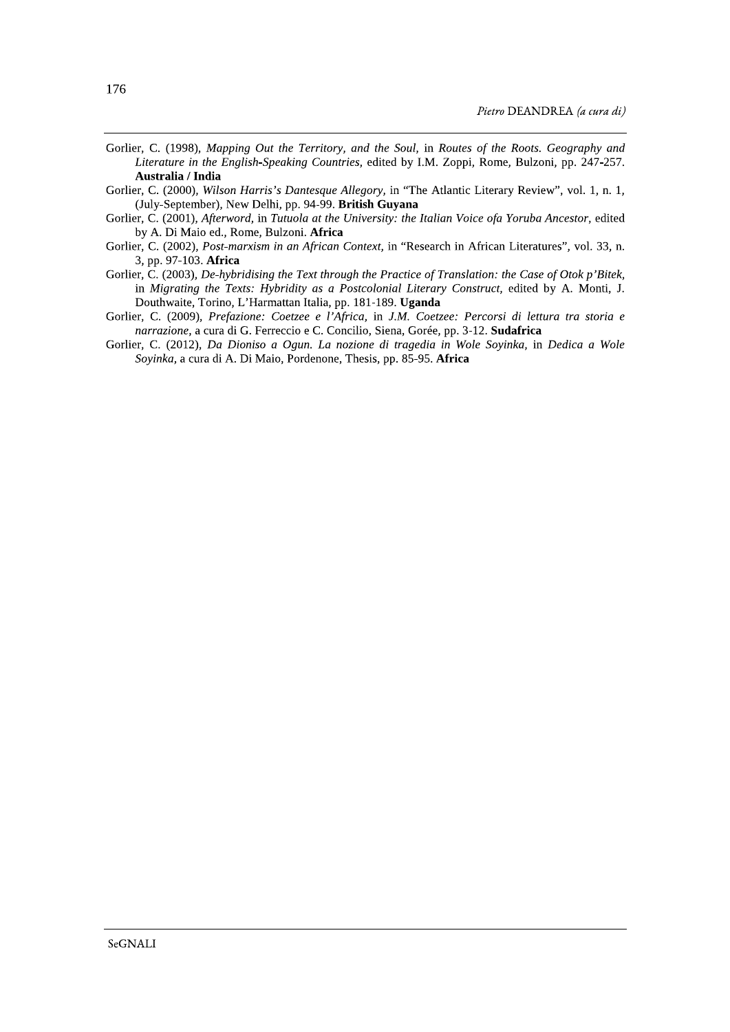Gorlier, C. (1998), *Mapping Out the Territory, and the Soul,* in *Routes of the Roots. Geography and Literature in the English-Speaking Countries,* edited by I.M. Zoppi, Rome, Bulzoni, pp. 247-257. **Australia / India**

Gorlier, C. (2000), *Wilson Harris's Dantesque Allegory,* in "The Atlantic Literary Review", vol. 1, n. 1, (July-September), New Delhi, pp. 94-99. **British Guyana**

Gorlier, C. (2001), *Afterword,* in *Tutuola at the University: the Italian Voice ofa Yoruba Ancestor*, edited by A. Di Maio ed., Rome, Bulzoni. **Africa**

Gorlier, C. (2002), *Post-marxism in an African Context,* in "Research in African Literatures", vol. 33, n. 3, pp. 97-103. **Africa**

Gorlier, C. (2003), *De-hybridising the Text through the Practice of Translation: the Case of Otok p'Bitek,* in *Migrating the Texts: Hybridity as a Postcolonial Literary Construct,* edited by A. Monti, J. Douthwaite, Torino, L'Harmattan Italia, pp. 181-189. **Uganda**

Gorlier, C. (2009), *Prefazione: Coetzee e l'Africa,* in *J.M. Coetzee: Percorsi di lettura tra storia e narrazione,* a cura di G. Ferreccio e C. Concilio, Siena, Gorée, pp. 3-12. **Sudafrica**

Gorlier, C. (2012), *Da Dioniso a Ogun. La nozione di tragedia in Wole Soyinka,* in *Dedica a Wole Soyinka,* a cura di A. Di Maio, Pordenone, Thesis, pp. 85-95. **Africa**